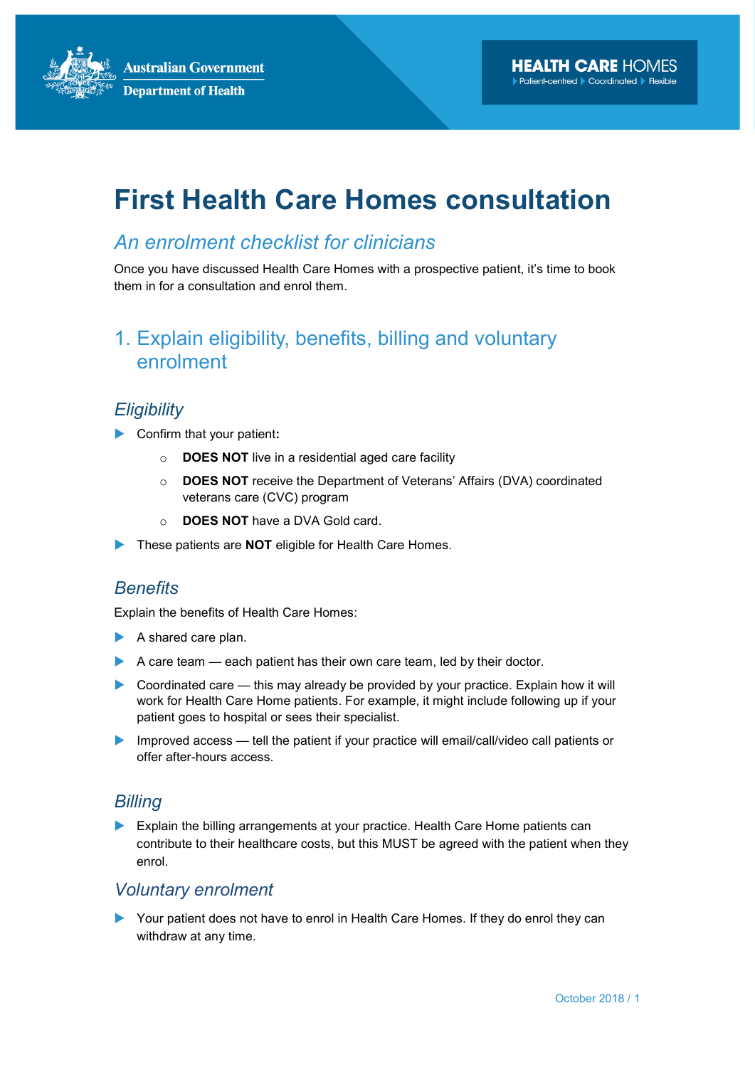Australian Government
Department of Health

HEALTH CARE HOMES
Patient-centred Coordinated Flexible

# First Health Care Homes consultation

## *An enrolment checklist for clinicians*

Once you have discussed Health Care Homes with a prospective patient, it's time to book them in for a consultation and enrol them.

## 1. Explain eligibility, benefits, billing and voluntary enrolment

### *Eligibility*

- Confirm that your patient**:**
  - **DOES NOT** live in a residential aged care facility
  - **DOES NOT** receive the Department of Veterans' Affairs (DVA) coordinated veterans care (CVC) program
  - **DOES NOT** have a DVA Gold card.
- These patients are **NOT** eligible for Health Care Homes.

### *Benefits*

Explain the benefits of Health Care Homes:

- A shared care plan.
- A care team — each patient has their own care team, led by their doctor.
- Coordinated care — this may already be provided by your practice. Explain how it will work for Health Care Home patients. For example, it might include following up if your patient goes to hospital or sees their specialist.
- Improved access — tell the patient if your practice will email/call/video call patients or offer after-hours access.

### *Billing*

- Explain the billing arrangements at your practice. Health Care Home patients can contribute to their healthcare costs, but this MUST be agreed with the patient when they enrol.

### *Voluntary enrolment*

- Your patient does not have to enrol in Health Care Homes. If they do enrol they can withdraw at any time.

October 2018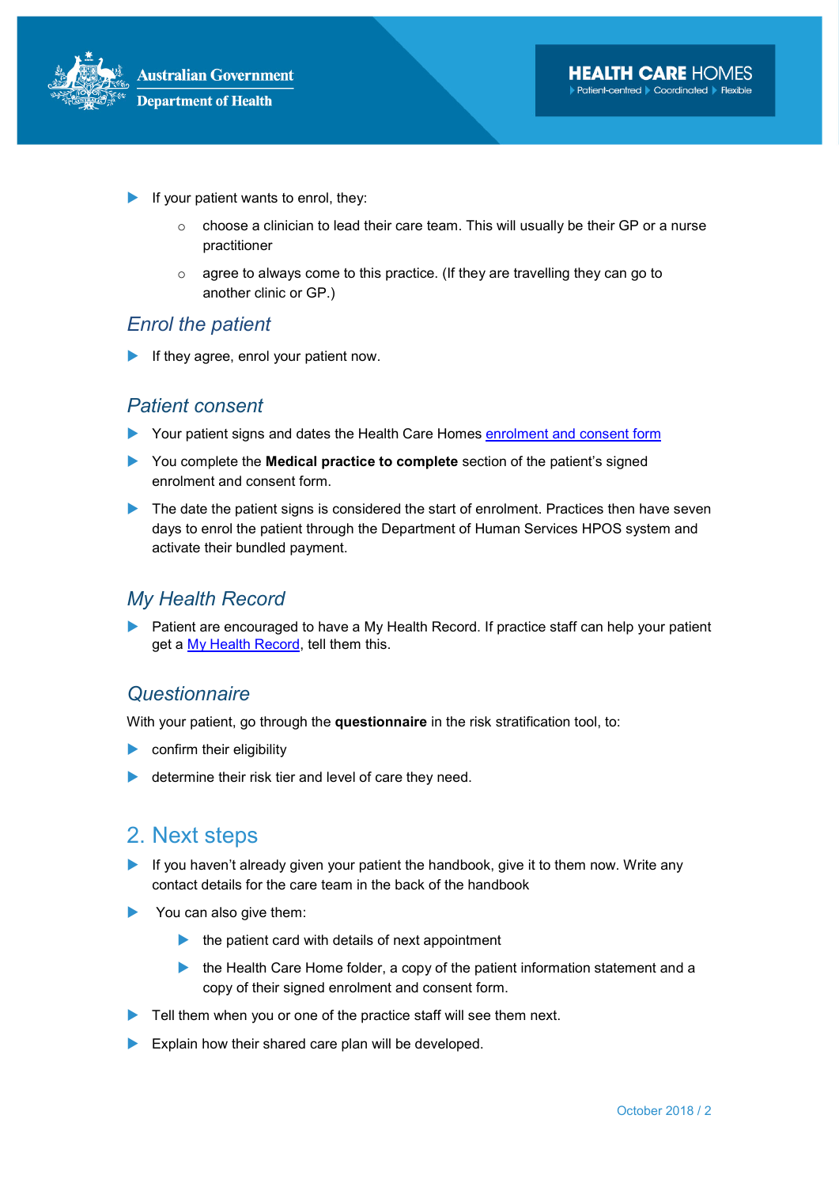- If your patient wants to enrol, they:
  - choose a clinician to lead their care team. This will usually be their GP or a nurse practitioner
  - agree to always come to this practice. (If they are travelling they can go to another clinic or GP.)

### *Enrol the patient*

- If they agree, enrol your patient now.

### *Patient consent*

- Your patient signs and dates the Health Care Homes enrolment and consent form
- You complete the **Medical practice to complete** section of the patient's signed enrolment and consent form.
- The date the patient signs is considered the start of enrolment. Practices then have seven days to enrol the patient through the Department of Human Services HPOS system and activate their bundled payment.

### *My Health Record*

- Patient are encouraged to have a My Health Record. If practice staff can help your patient get a My Health Record, tell them this.

### *Questionnaire*

With your patient, go through the **questionnaire** in the risk stratification tool, to:

- confirm their eligibility
- determine their risk tier and level of care they need.

## 2. Next steps

- If you haven't already given your patient the handbook, give it to them now. Write any contact details for the care team in the back of the handbook
- You can also give them:
  - the patient card with details of next appointment
  - the Health Care Home folder, a copy of the patient information statement and a copy of their signed enrolment and consent form.
- Tell them when you or one of the practice staff will see them next.
- Explain how their shared care plan will be developed.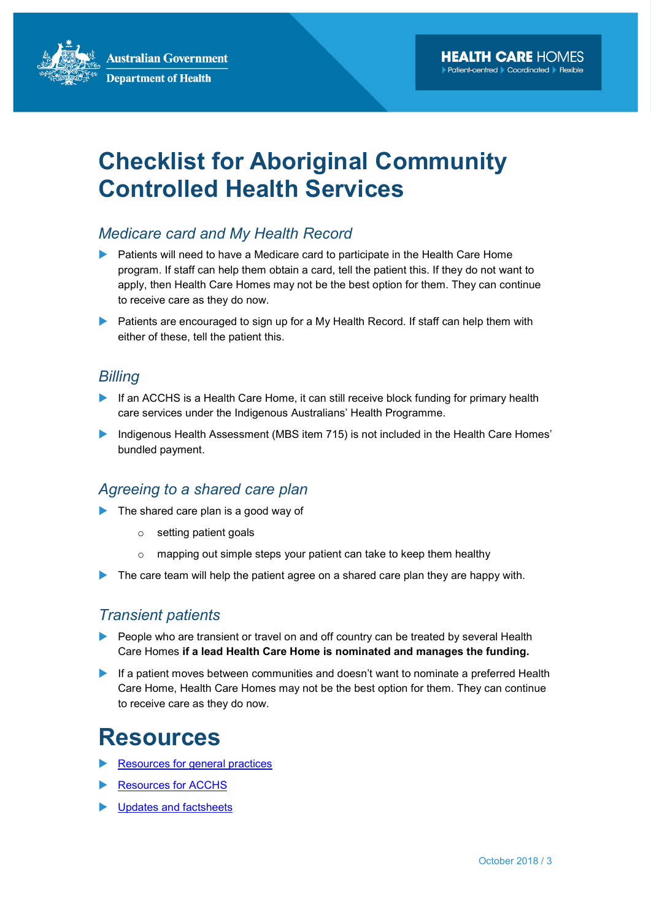# Checklist for Aboriginal Community Controlled Health Services

### *Medicare card and My Health Record*

- Patients will need to have a Medicare card to participate in the Health Care Home program. If staff can help them obtain a card, tell the patient this. If they do not want to apply, then Health Care Homes may not be the best option for them. They can continue to receive care as they do now.
- Patients are encouraged to sign up for a My Health Record. If staff can help them with either of these, tell the patient this.

### *Billing*

- If an ACCHS is a Health Care Home, it can still receive block funding for primary health care services under the Indigenous Australians' Health Programme.
- Indigenous Health Assessment (MBS item 715) is not included in the Health Care Homes' bundled payment.

### *Agreeing to a shared care plan*

- The shared care plan is a good way of
  - setting patient goals
  - mapping out simple steps your patient can take to keep them healthy
- The care team will help the patient agree on a shared care plan they are happy with.

### *Transient patients*

- People who are transient or travel on and off country can be treated by several Health Care Homes **if a lead Health Care Home is nominated and manages the funding.**
- If a patient moves between communities and doesn't want to nominate a preferred Health Care Home, Health Care Homes may not be the best option for them. They can continue to receive care as they do now.

# Resources

- Resources for general practices
- Resources for ACCHS
- Updates and factsheets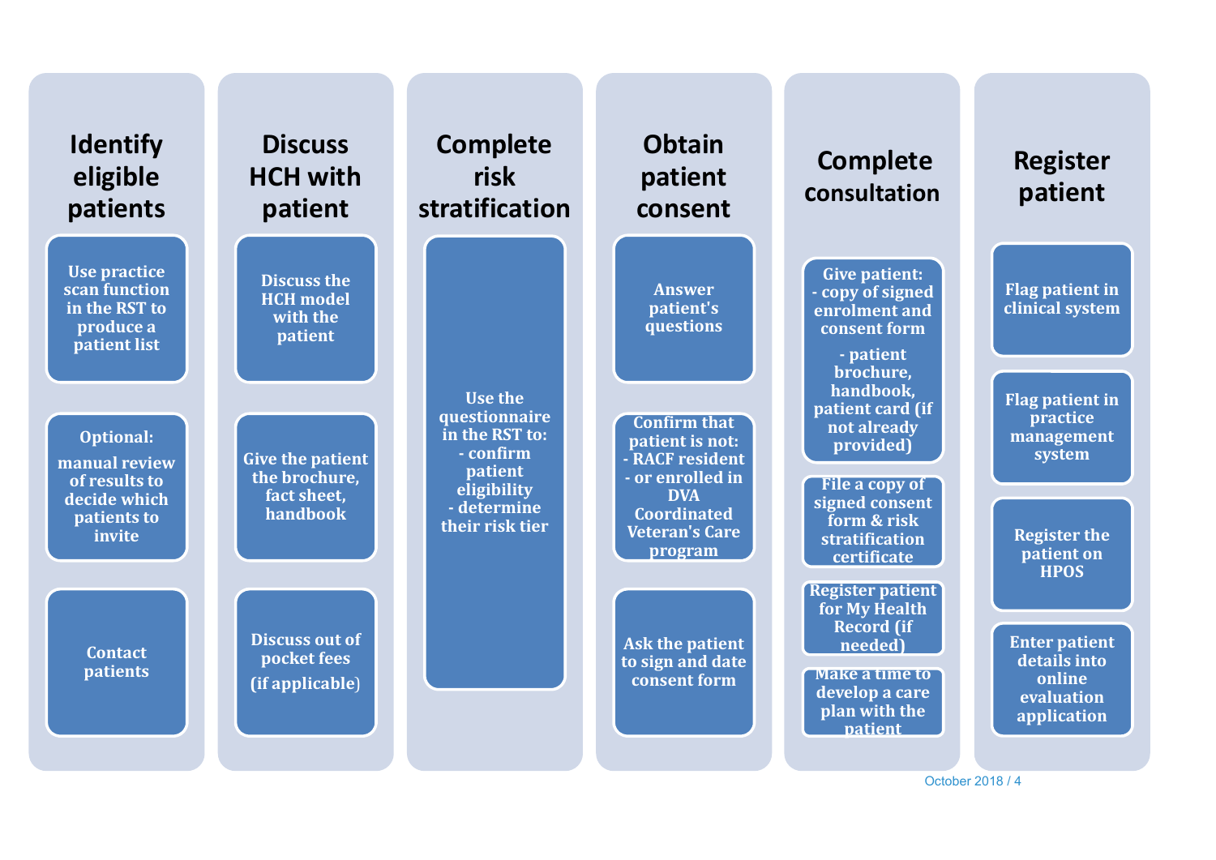## Identify eligible patients

- Use practice scan function in the RST to produce a patient list
- Optional: manual review of results to decide which patients to invite
- Contact patients

## Discuss HCH with patient

- Discuss the HCH model with the patient
- Give the patient the brochure, fact sheet, handbook
- Discuss out of pocket fees (if applicable)

## Complete risk stratification

- Use the questionnaire in the RST to:
  - confirm patient eligibility
  - determine their risk tier

## Obtain patient consent

- Answer patient's questions
- Confirm that patient is not:
  - RACF resident
  - or enrolled in DVA Coordinated Veteran's Care program
- Ask the patient to sign and date consent form

## Complete consultation

- Give patient:
  - copy of signed enrolment and consent form
  - patient brochure, handbook, patient card (if not already provided)
- File a copy of signed consent form & risk stratification certificate
- Register patient for My Health Record (if needed)
- Make a time to develop a care plan with the patient

## Register patient

- Flag patient in clinical system
- Flag patient in practice management system
- Register the patient on HPOS
- Enter patient details into online evaluation application

October 2018